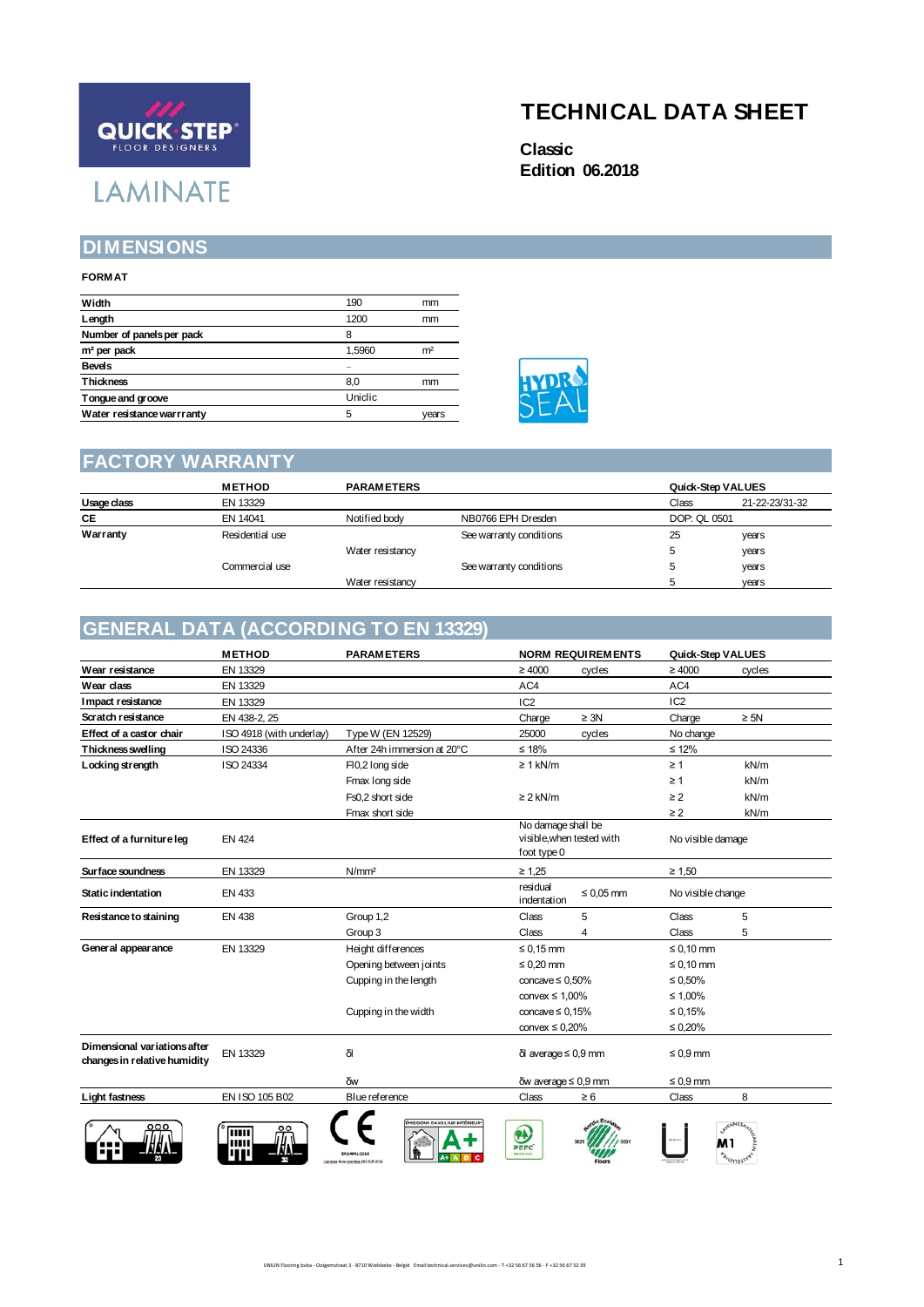QUICK·STEP FLOOR DESIGNERS

LAMINATE

# TECHNICAL DATA SHEET

**Classic**
**Edition 06.2018**

## DIMENSIONS

**FORMAT**

| | | |
|---|---|---|
| **Width** | 190 | mm |
| **Length** | 1200 | mm |
| **Number of panels per pack** | 8 | |
| **m² per pack** | 1,5960 | m² |
| **Bevels** | – | |
| **Thickness** | 8,0 | mm |
| **Tongue and groove** | Uniclic | |
| **Water resistance warrranty** | 5 | years |

HYDRO SEAL

## FACTORY WARRANTY

| | METHOD | PARAMETERS | | Quick-Step VALUES | |
|---|---|---|---|---|---|
| **Usage class** | EN 13329 | | | Class | 21-22-23/31-32 |
| **CE** | EN 14041 | Notified body | NB0766 EPH Dresden | DOP: QL 0501 | |
| **Warranty** | Residential use | | See warranty conditions | 25 | years |
| | | Water resistancy | | 5 | years |
| | Commercial use | | See warranty conditions | 5 | years |
| | | Water resistancy | | 5 | years |

## GENERAL DATA (ACCORDING TO EN 13329)

| | METHOD | PARAMETERS | NORM REQUIREMENTS | | Quick-Step VALUES | |
|---|---|---|---|---|---|---|
| **Wear resistance** | EN 13329 | | ≥ 4000 | cycles | ≥ 4000 | cycles |
| **Wear class** | EN 13329 | | AC4 | | AC4 | |
| **Impact resistance** | EN 13329 | | IC2 | | IC2 | |
| **Scratch resistance** | EN 438-2, 25 | | Charge | ≥ 3N | Charge | ≥ 5N |
| **Effect of a castor chair** | ISO 4918 (with underlay) | Type W (EN 12529) | 25000 | cycles | No change | |
| **Thickness swelling** | ISO 24336 | After 24h immersion at 20°C | ≤ 18% | | ≤ 12% | |
| **Locking strength** | ISO 24334 | Fl0,2 long side | ≥ 1 kN/m | | ≥ 1 | kN/m |
| | | Fmax long side | | | ≥ 1 | kN/m |
| | | Fs0,2 short side | ≥ 2 kN/m | | ≥ 2 | kN/m |
| | | Fmax short side | | | ≥ 2 | kN/m |
| **Effect of a furniture leg** | EN 424 | | No damage shall be visible,when tested with foot type 0 | | No visible damage | |
| **Surface soundness** | EN 13329 | N/mm² | ≥ 1,25 | | ≥ 1,50 | |
| **Static indentation** | EN 433 | | residual indentation | ≤ 0,05 mm | No visible change | |
| **Resistance to staining** | EN 438 | Group 1,2 | Class | 5 | Class | 5 |
| | | Group 3 | Class | 4 | Class | 5 |
| **General appearance** | EN 13329 | Height differences | ≤ 0,15 mm | | ≤ 0,10 mm | |
| | | Opening between joints | ≤ 0,20 mm | | ≤ 0,10 mm | |
| | | Cupping in the length | concave ≤ 0,50% | | ≤ 0,50% | |
| | | | convex ≤ 1,00% | | ≤ 1,00% | |
| | | Cupping in the width | concave ≤ 0,15% | | ≤ 0,15% | |
| | | | convex ≤ 0,20% | | ≤ 0,20% | |
| **Dimensional variations after changes in relative humidity** | EN 13329 | δl | δl average ≤ 0,9 mm | | ≤ 0,9 mm | |
| | | δw | δw average ≤ 0,9 mm | | ≤ 0,9 mm | |
| **Light fastness** | EN ISO 105 B02 | Blue reference | Class | ≥ 6 | Class | 8 |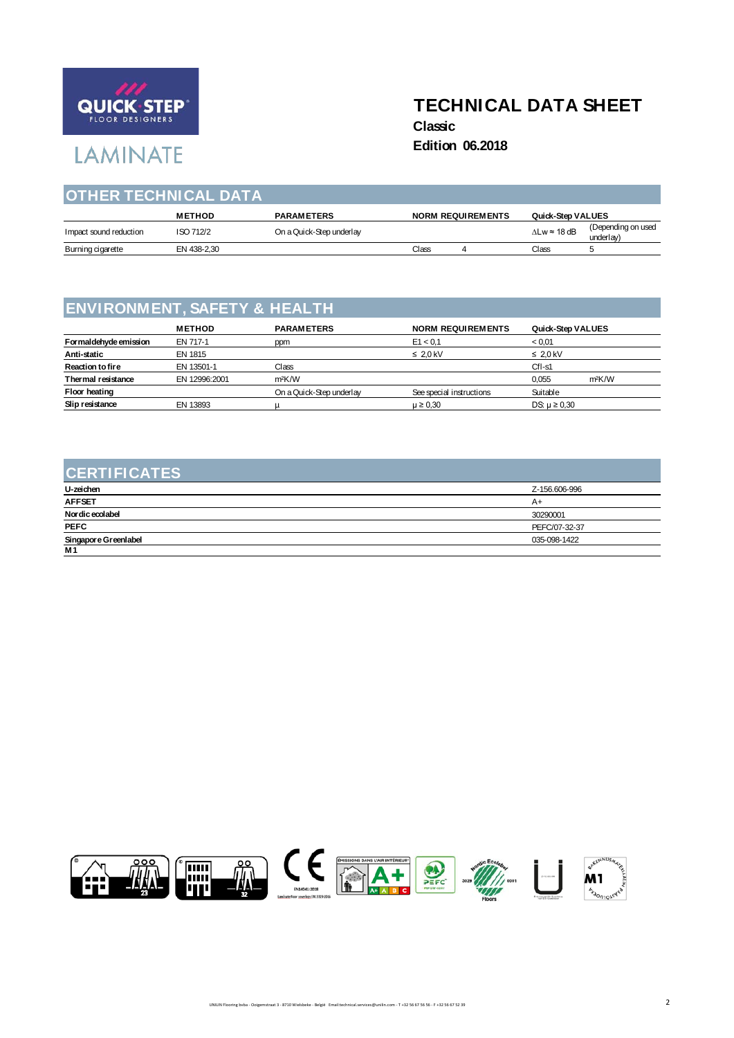LAMINATE

# TECHNICAL DATA SHEET

**Classic**

**Edition 06.2018**

## OTHER TECHNICAL DATA

| | METHOD | PARAMETERS | NORM REQUIREMENTS | | Quick-Step VALUES | |
|---|---|---|---|---|---|---|
| Impact sound reduction | ISO 712/2 | On a Quick-Step underlay | | | ∆Lw ≈ 18 dB | (Depending on used underlay) |
| Burning cigarette | EN 438-2,30 | | Class | 4 | Class | 5 |

## ENVIRONMENT, SAFETY & HEALTH

| | METHOD | PARAMETERS | NORM REQUIREMENTS | Quick-Step VALUES | |
|---|---|---|---|---|---|
| **Formaldehyde emission** | EN 717-1 | ppm | E1 < 0,1 | < 0,01 | |
| **Anti-static** | EN 1815 | | ≤ 2,0 kV | ≤ 2,0 kV | |
| **Reaction to fire** | EN 13501-1 | Class | | Cfl-s1 | |
| **Thermal resistance** | EN 12996:2001 | m²K/W | | 0,055 | m²K/W |
| **Floor heating** | | On a Quick-Step underlay | See special instructions | Suitable | |
| **Slip resistance** | EN 13893 | µ | µ ≥ 0,30 | DS: µ ≥ 0,30 | |

## CERTIFICATES

| | |
|---|---|
| **U-zeichen** | Z-156.606-996 |
| **AFFSET** | A+ |
| **Nordic ecolabel** | 30290001 |
| **PEFC** | PEFC/07-32-37 |
| **Singapore Greenlabel** | 035-098-1422 |
| **M1** | |

UNILIN Flooring bvba - Ooigemstraat 3 - 8710 Wielsbeke - België Email:technical.services@unilin.com - T +32 56 67 56 56 - F +32 56 67 52 39